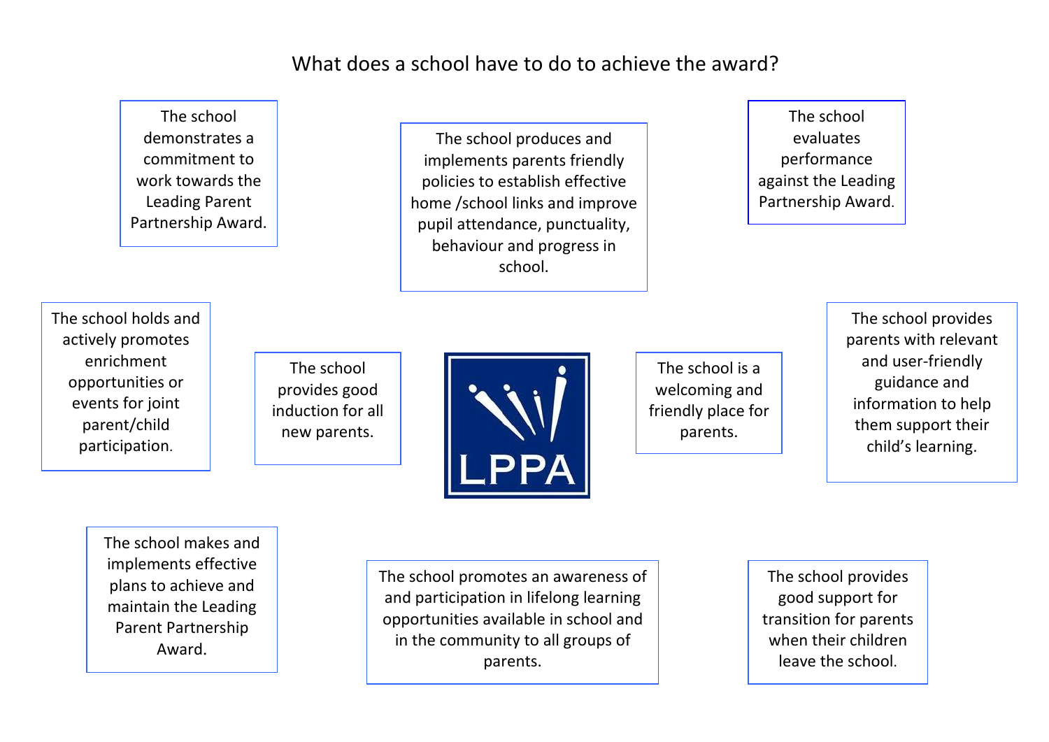# What does a school have to do to achieve the award?

- The school demonstrates a commitment to work towards the Leading Parent Partnership Award.
- The school produces and implements parents friendly policies to establish effective home /school links and improve pupil attendance, punctuality, behaviour and progress in school.
- The school evaluates performance against the Leading Partnership Award.
- The school holds and actively promotes enrichment opportunities or events for joint parent/child participation.
- The school provides good induction for all new parents.
- The school is a welcoming and friendly place for parents.
- The school provides parents with relevant and user-friendly guidance and information to help them support their child's learning.
- The school makes and implements effective plans to achieve and maintain the Leading Parent Partnership Award.
- The school promotes an awareness of and participation in lifelong learning opportunities available in school and in the community to all groups of parents.
- The school provides good support for transition for parents when their children leave the school.

LPPA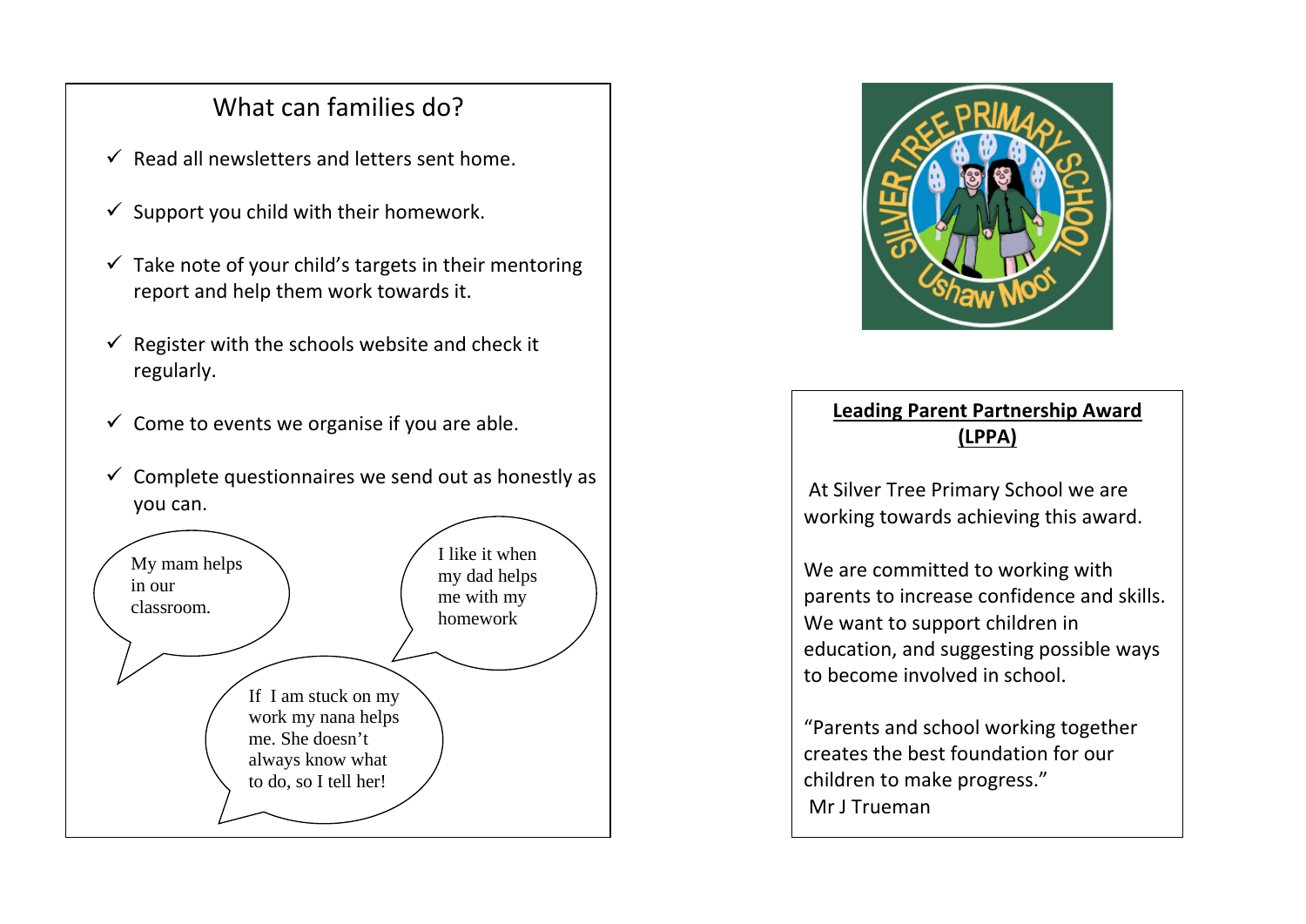## What can families do?

- ✓ Read all newsletters and letters sent home.
- ✓ Support you child with their homework.
- ✓ Take note of your child's targets in their mentoring report and help them work towards it.
- ✓ Register with the schools website and check it regularly.
- ✓ Come to events we organise if you are able.
- ✓ Complete questionnaires we send out as honestly as you can.

My mam helps in our classroom.

I like it when my dad helps me with my homework

If I am stuck on my work my nana helps me. She doesn't always know what to do, so I tell her!

**Leading Parent Partnership Award (LPPA)**

At Silver Tree Primary School we are working towards achieving this award.

We are committed to working with parents to increase confidence and skills. We want to support children in education, and suggesting possible ways to become involved in school.

"Parents and school working together creates the best foundation for our children to make progress."
Mr J Trueman